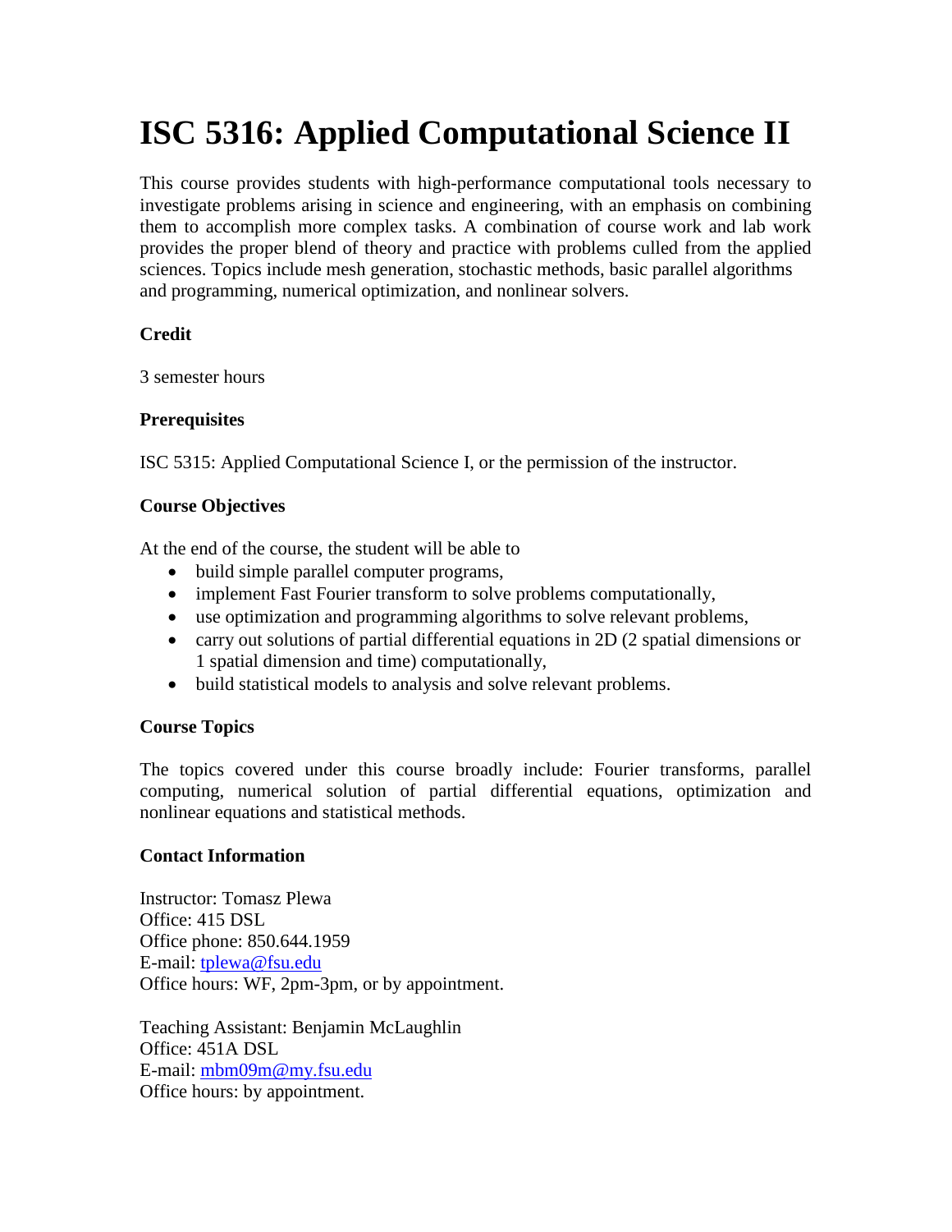# ISC 5316: Applied Computational Science II

This course provides students with high-performance computational tools necessary to investigate problems arising in science and engineering, with an emphasis on combining them to accomplish more complex tasks. A combination of course work and lab work provides the proper blend of theory and practice with problems culled from the applied sciences. Topics include mesh generation, stochastic methods, basic parallel algorithms and programming, numerical optimization, and nonlinear solvers.

### Credit

3 semester hours

### Prerequisites

ISC 5315: Applied Computational Science I, or the permission of the instructor.

### Course Objectives

At the end of the course, the student will be able to

- build simple parallel computer programs,
- implement Fast Fourier transform to solve problems computationally,
- use optimization and programming algorithms to solve relevant problems,
- carry out solutions of partial differential equations in 2D (2 spatial dimensions or 1 spatial dimension and time) computationally,
- build statistical models to analysis and solve relevant problems.

### Course Topics

The topics covered under this course broadly include: Fourier transforms, parallel computing, numerical solution of partial differential equations, optimization and nonlinear equations and statistical methods.

### Contact Information

Instructor: Tomasz Plewa
Office: 415 DSL
Office phone: 850.644.1959
E-mail: tplewa@fsu.edu
Office hours: WF, 2pm-3pm, or by appointment.

Teaching Assistant: Benjamin McLaughlin
Office: 451A DSL
E-mail: mbm09m@my.fsu.edu
Office hours: by appointment.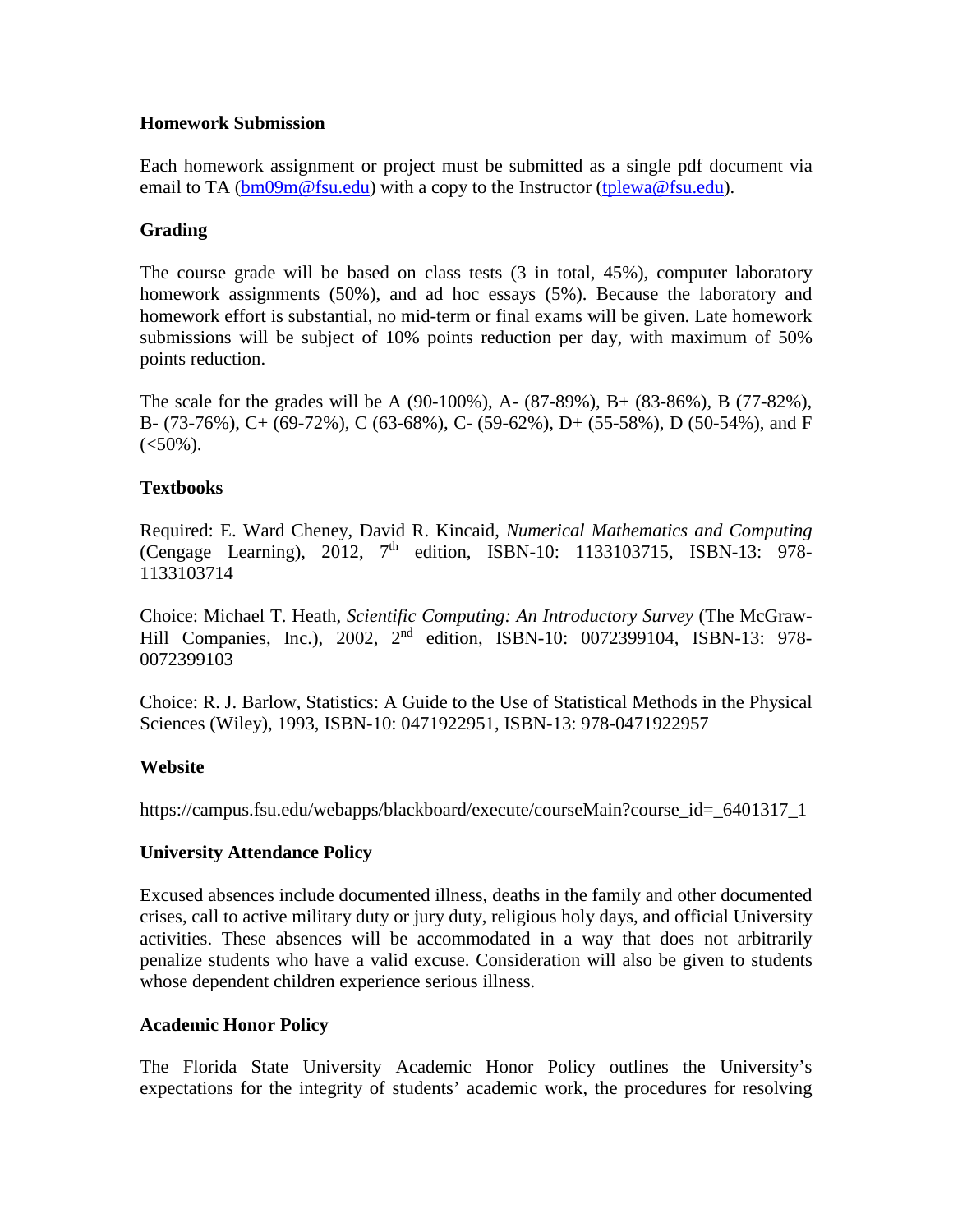### Homework Submission

Each homework assignment or project must be submitted as a single pdf document via email to TA (bm09m@fsu.edu) with a copy to the Instructor (tplewa@fsu.edu).

### Grading

The course grade will be based on class tests (3 in total, 45%), computer laboratory homework assignments (50%), and ad hoc essays (5%). Because the laboratory and homework effort is substantial, no mid-term or final exams will be given. Late homework submissions will be subject of 10% points reduction per day, with maximum of 50% points reduction.

The scale for the grades will be A (90-100%), A- (87-89%), B+ (83-86%), B (77-82%), B- (73-76%), C+ (69-72%), C (63-68%), C- (59-62%), D+ (55-58%), D (50-54%), and F (<50%).

### Textbooks

Required: E. Ward Cheney, David R. Kincaid, *Numerical Mathematics and Computing* (Cengage Learning), 2012, 7th edition, ISBN-10: 1133103715, ISBN-13: 978-1133103714

Choice: Michael T. Heath, *Scientific Computing: An Introductory Survey* (The McGraw-Hill Companies, Inc.), 2002, 2nd edition, ISBN-10: 0072399104, ISBN-13: 978-0072399103

Choice: R. J. Barlow, Statistics: A Guide to the Use of Statistical Methods in the Physical Sciences (Wiley), 1993, ISBN-10: 0471922951, ISBN-13: 978-0471922957

### Website

https://campus.fsu.edu/webapps/blackboard/execute/courseMain?course_id=_6401317_1

### University Attendance Policy

Excused absences include documented illness, deaths in the family and other documented crises, call to active military duty or jury duty, religious holy days, and official University activities. These absences will be accommodated in a way that does not arbitrarily penalize students who have a valid excuse. Consideration will also be given to students whose dependent children experience serious illness.

### Academic Honor Policy

The Florida State University Academic Honor Policy outlines the University's expectations for the integrity of students' academic work, the procedures for resolving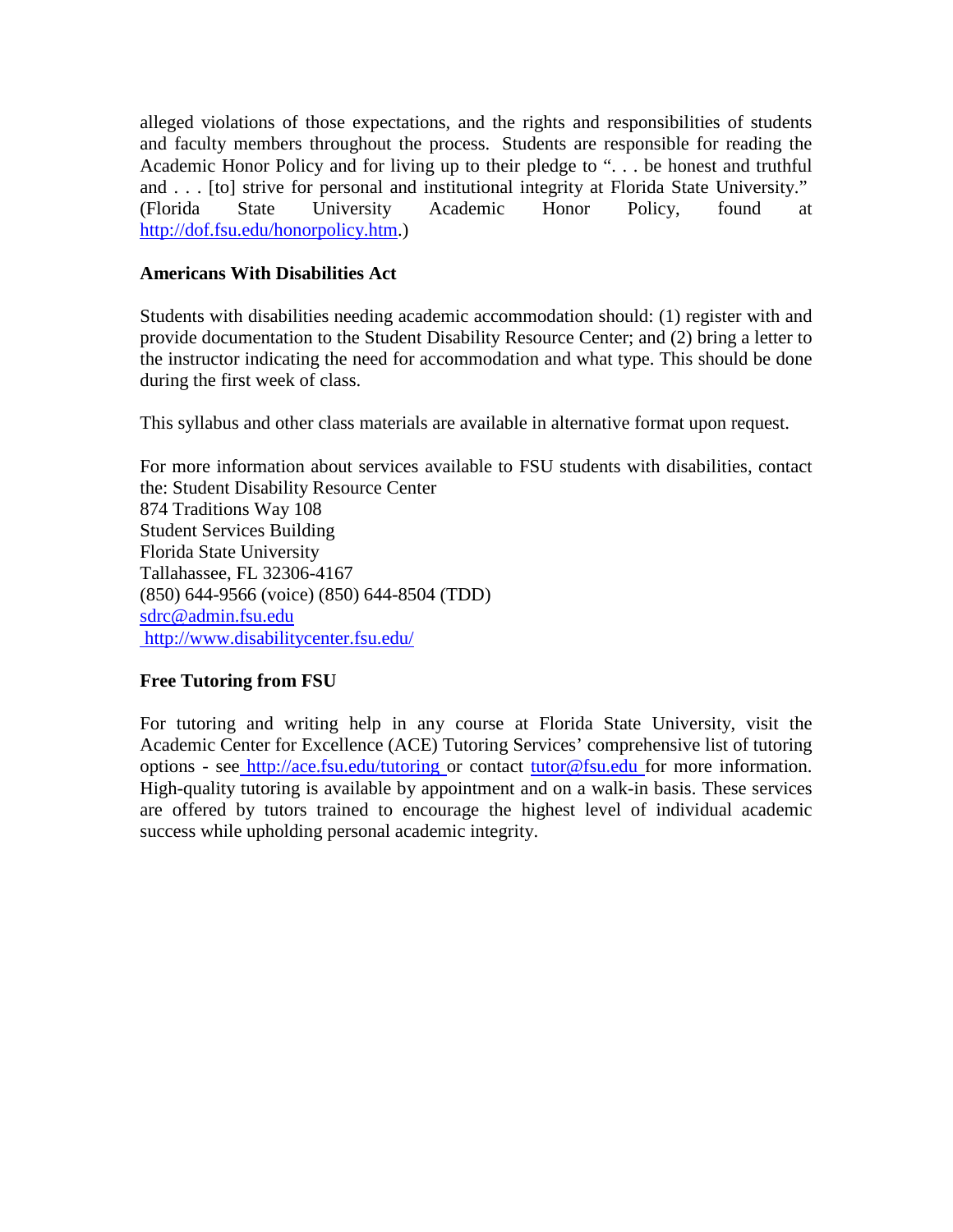alleged violations of those expectations, and the rights and responsibilities of students and faculty members throughout the process. Students are responsible for reading the Academic Honor Policy and for living up to their pledge to ". . . be honest and truthful and . . . [to] strive for personal and institutional integrity at Florida State University." (Florida State University Academic Honor Policy, found at http://dof.fsu.edu/honorpolicy.htm.)

**Americans With Disabilities Act**

Students with disabilities needing academic accommodation should: (1) register with and provide documentation to the Student Disability Resource Center; and (2) bring a letter to the instructor indicating the need for accommodation and what type. This should be done during the first week of class.

This syllabus and other class materials are available in alternative format upon request.

For more information about services available to FSU students with disabilities, contact the: Student Disability Resource Center  
874 Traditions Way 108  
Student Services Building  
Florida State University  
Tallahassee, FL 32306-4167  
(850) 644-9566 (voice) (850) 644-8504 (TDD)  
sdrc@admin.fsu.edu  
http://www.disabilitycenter.fsu.edu/

**Free Tutoring from FSU**

For tutoring and writing help in any course at Florida State University, visit the Academic Center for Excellence (ACE) Tutoring Services' comprehensive list of tutoring options - see http://ace.fsu.edu/tutoring or contact tutor@fsu.edu for more information. High-quality tutoring is available by appointment and on a walk-in basis. These services are offered by tutors trained to encourage the highest level of individual academic success while upholding personal academic integrity.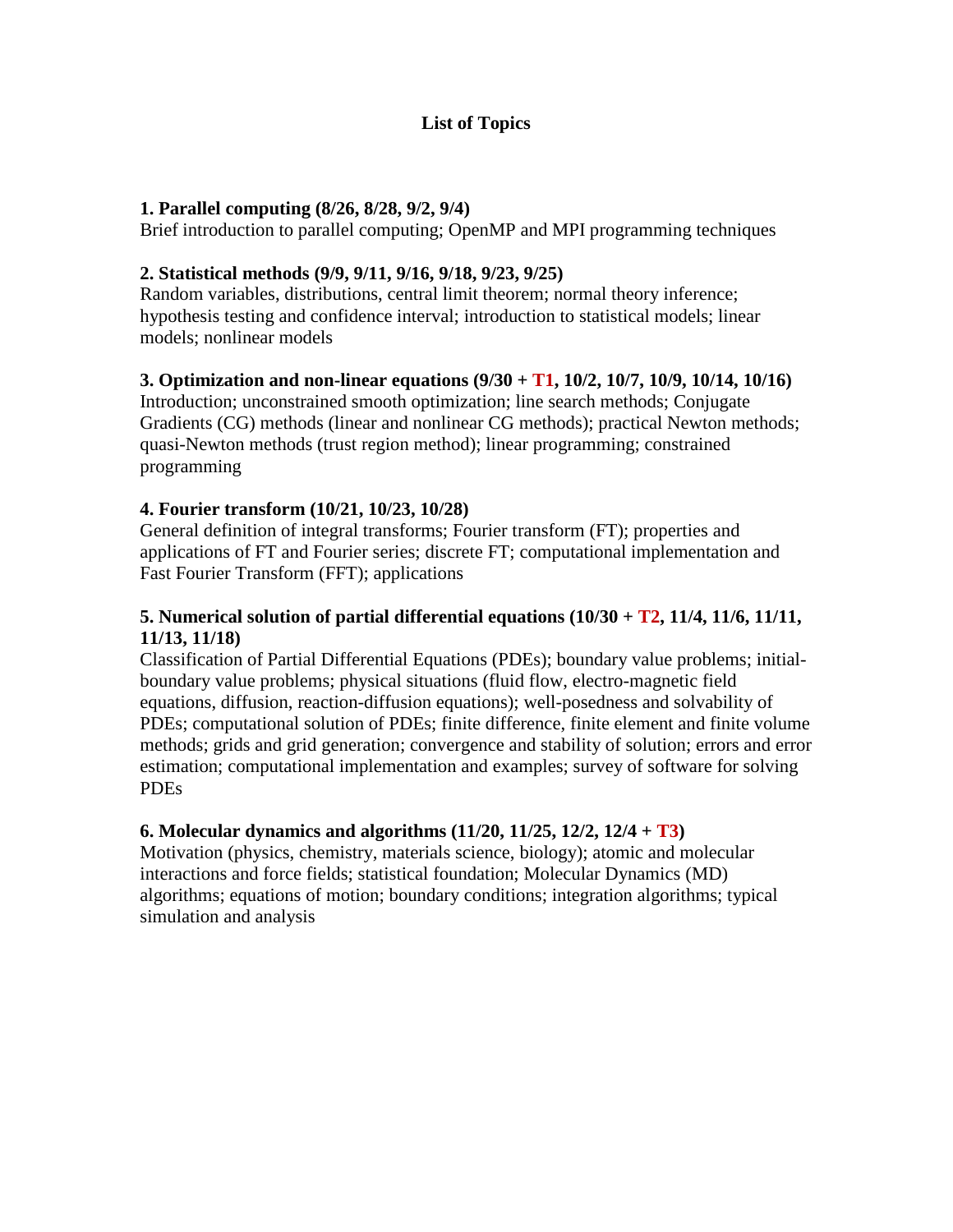# List of Topics

**1. Parallel computing (8/26, 8/28, 9/2, 9/4)**
Brief introduction to parallel computing; OpenMP and MPI programming techniques

**2. Statistical methods (9/9, 9/11, 9/16, 9/18, 9/23, 9/25)**
Random variables, distributions, central limit theorem; normal theory inference; hypothesis testing and confidence interval; introduction to statistical models; linear models; nonlinear models

**3. Optimization and non-linear equations (9/30 + T1, 10/2, 10/7, 10/9, 10/14, 10/16)**
Introduction; unconstrained smooth optimization; line search methods; Conjugate Gradients (CG) methods (linear and nonlinear CG methods); practical Newton methods; quasi-Newton methods (trust region method); linear programming; constrained programming

**4. Fourier transform (10/21, 10/23, 10/28)**
General definition of integral transforms; Fourier transform (FT); properties and applications of FT and Fourier series; discrete FT; computational implementation and Fast Fourier Transform (FFT); applications

**5. Numerical solution of partial differential equations (10/30 + T2, 11/4, 11/6, 11/11, 11/13, 11/18)**
Classification of Partial Differential Equations (PDEs); boundary value problems; initial-boundary value problems; physical situations (fluid flow, electro-magnetic field equations, diffusion, reaction-diffusion equations); well-posedness and solvability of PDEs; computational solution of PDEs; finite difference, finite element and finite volume methods; grids and grid generation; convergence and stability of solution; errors and error estimation; computational implementation and examples; survey of software for solving PDEs

**6. Molecular dynamics and algorithms (11/20, 11/25, 12/2, 12/4 + T3)**
Motivation (physics, chemistry, materials science, biology); atomic and molecular interactions and force fields; statistical foundation; Molecular Dynamics (MD) algorithms; equations of motion; boundary conditions; integration algorithms; typical simulation and analysis